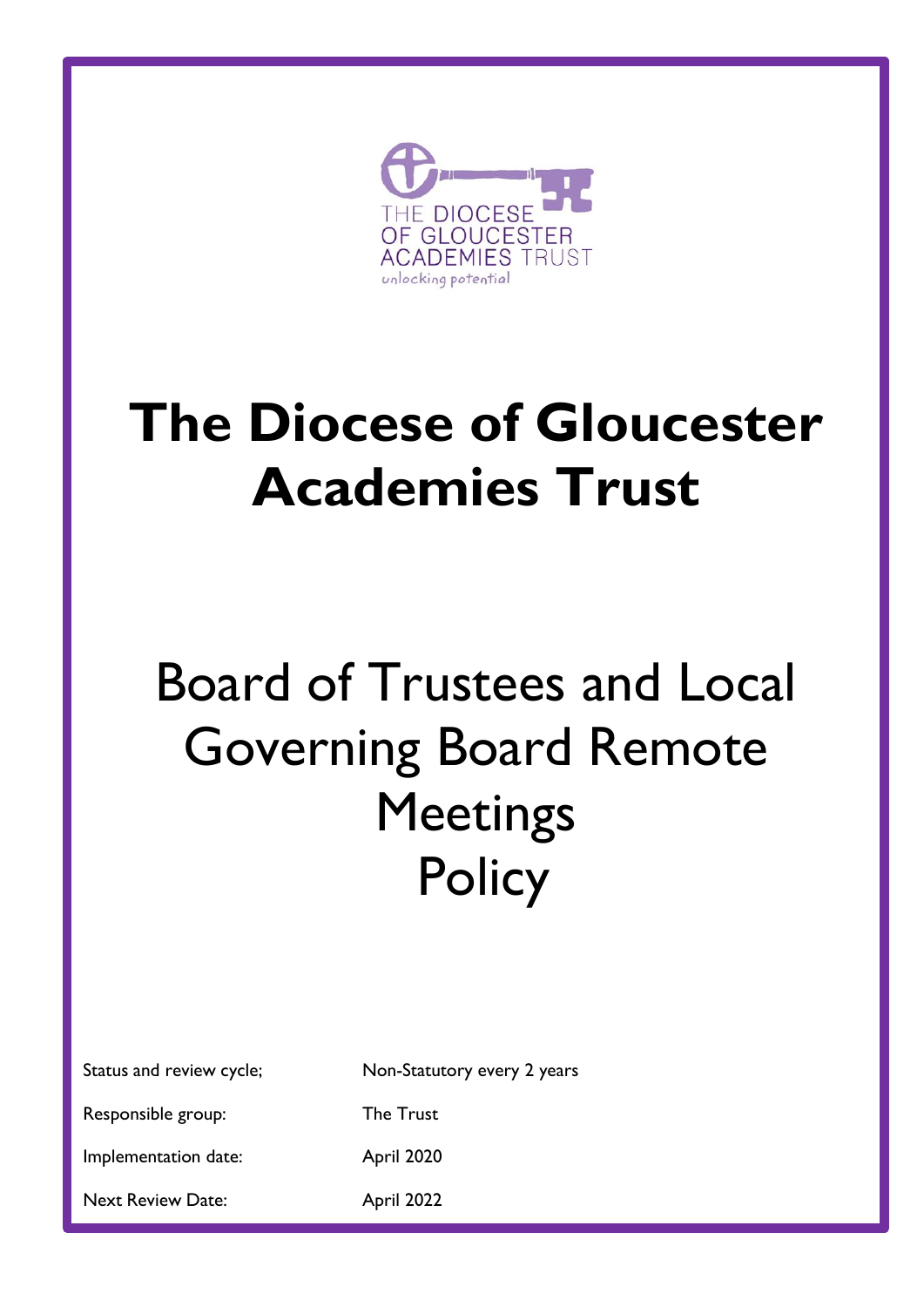THE DIOCESE OF GLOUCESTER ACADEMIES TRUST

unlocking potential

# The Diocese of Gloucester Academies Trust

# Board of Trustees and Local Governing Board Remote Meetings Policy

| | |
|---|---|
| Status and review cycle; | Non-Statutory every 2 years |
| Responsible group: | The Trust |
| Implementation date: | April 2020 |
| Next Review Date: | April 2022 |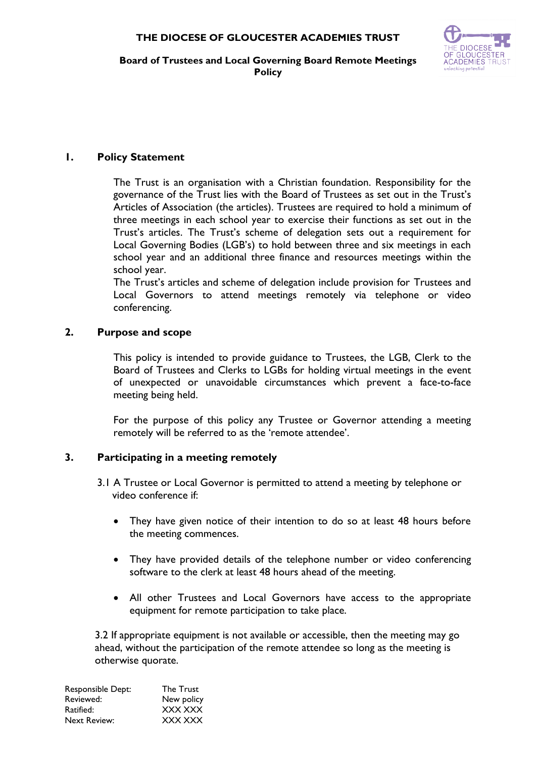THE DIOCESE OF GLOUCESTER ACADEMIES TRUST

**Board of Trustees and Local Governing Board Remote Meetings Policy**

## 1. Policy Statement

The Trust is an organisation with a Christian foundation. Responsibility for the governance of the Trust lies with the Board of Trustees as set out in the Trust's Articles of Association (the articles). Trustees are required to hold a minimum of three meetings in each school year to exercise their functions as set out in the Trust's articles. The Trust's scheme of delegation sets out a requirement for Local Governing Bodies (LGB's) to hold between three and six meetings in each school year and an additional three finance and resources meetings within the school year.

The Trust's articles and scheme of delegation include provision for Trustees and Local Governors to attend meetings remotely via telephone or video conferencing.

## 2. Purpose and scope

This policy is intended to provide guidance to Trustees, the LGB, Clerk to the Board of Trustees and Clerks to LGBs for holding virtual meetings in the event of unexpected or unavoidable circumstances which prevent a face-to-face meeting being held.

For the purpose of this policy any Trustee or Governor attending a meeting remotely will be referred to as the 'remote attendee'.

## 3. Participating in a meeting remotely

3.1 A Trustee or Local Governor is permitted to attend a meeting by telephone or video conference if:

- They have given notice of their intention to do so at least 48 hours before the meeting commences.
- They have provided details of the telephone number or video conferencing software to the clerk at least 48 hours ahead of the meeting.
- All other Trustees and Local Governors have access to the appropriate equipment for remote participation to take place.

3.2 If appropriate equipment is not available or accessible, then the meeting may go ahead, without the participation of the remote attendee so long as the meeting is otherwise quorate.

| | |
|---|---|
| Responsible Dept: | The Trust |
| Reviewed: | New policy |
| Ratified: | XXX XXX |
| Next Review: | XXX XXX |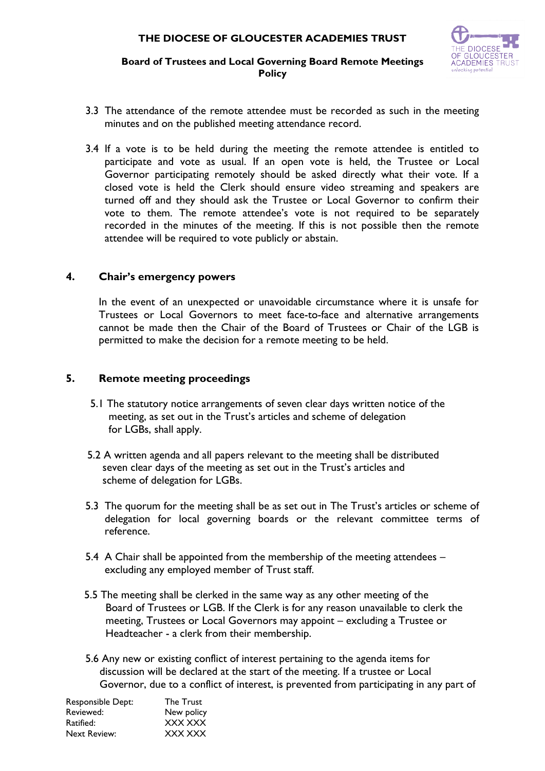3.3 The attendance of the remote attendee must be recorded as such in the meeting minutes and on the published meeting attendance record.

3.4 If a vote is to be held during the meeting the remote attendee is entitled to participate and vote as usual. If an open vote is held, the Trustee or Local Governor participating remotely should be asked directly what their vote. If a closed vote is held the Clerk should ensure video streaming and speakers are turned off and they should ask the Trustee or Local Governor to confirm their vote to them. The remote attendee's vote is not required to be separately recorded in the minutes of the meeting. If this is not possible then the remote attendee will be required to vote publicly or abstain.

## 4. Chair's emergency powers

In the event of an unexpected or unavoidable circumstance where it is unsafe for Trustees or Local Governors to meet face-to-face and alternative arrangements cannot be made then the Chair of the Board of Trustees or Chair of the LGB is permitted to make the decision for a remote meeting to be held.

## 5. Remote meeting proceedings

5.1 The statutory notice arrangements of seven clear days written notice of the meeting, as set out in the Trust's articles and scheme of delegation for LGBs, shall apply.

5.2 A written agenda and all papers relevant to the meeting shall be distributed seven clear days of the meeting as set out in the Trust's articles and scheme of delegation for LGBs.

5.3 The quorum for the meeting shall be as set out in The Trust's articles or scheme of delegation for local governing boards or the relevant committee terms of reference.

5.4 A Chair shall be appointed from the membership of the meeting attendees – excluding any employed member of Trust staff.

5.5 The meeting shall be clerked in the same way as any other meeting of the Board of Trustees or LGB. If the Clerk is for any reason unavailable to clerk the meeting, Trustees or Local Governors may appoint – excluding a Trustee or Headteacher - a clerk from their membership.

5.6 Any new or existing conflict of interest pertaining to the agenda items for discussion will be declared at the start of the meeting. If a trustee or Local Governor, due to a conflict of interest, is prevented from participating in any part of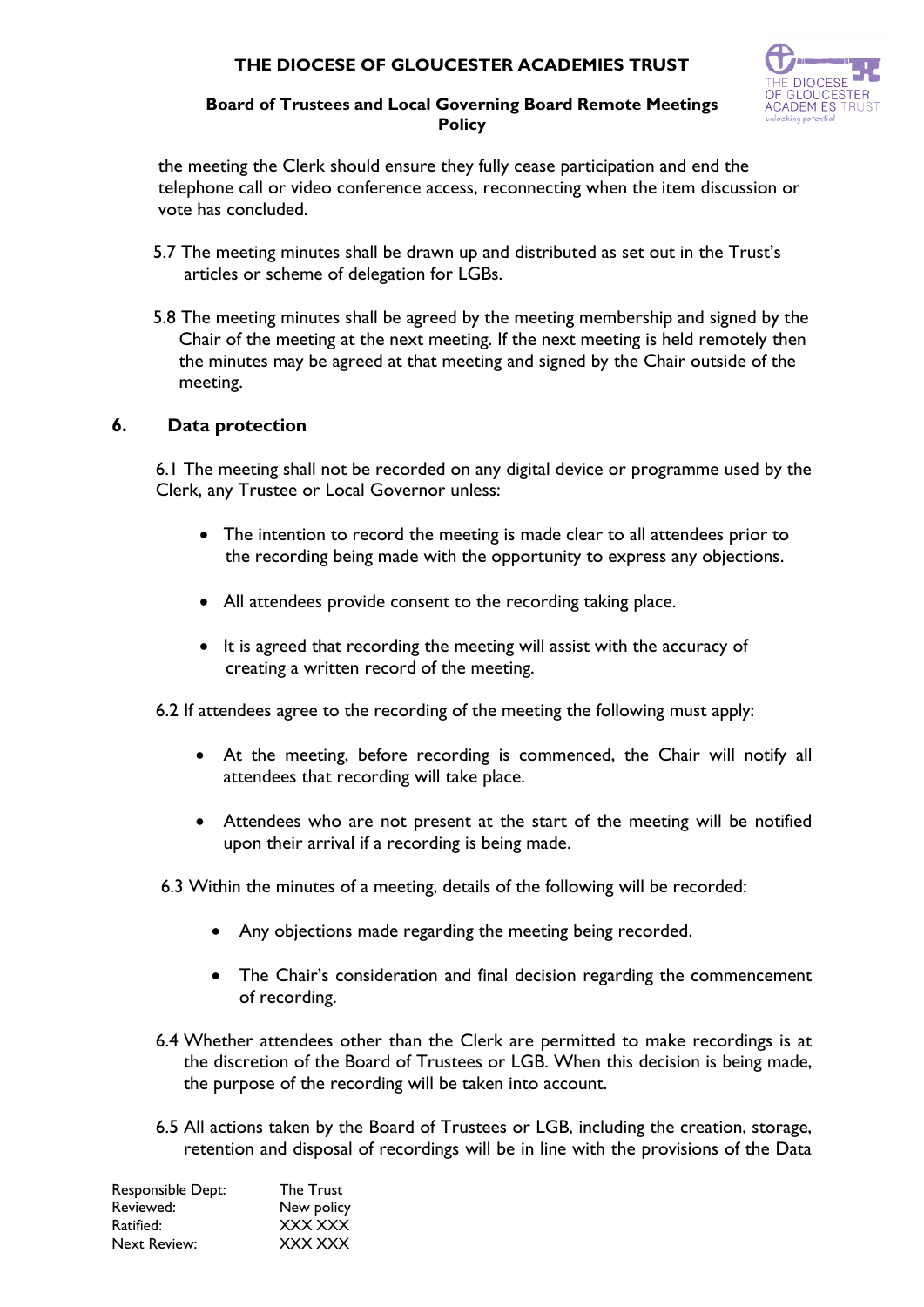the meeting the Clerk should ensure they fully cease participation and end the telephone call or video conference access, reconnecting when the item discussion or vote has concluded.

5.7 The meeting minutes shall be drawn up and distributed as set out in the Trust's articles or scheme of delegation for LGBs.

5.8 The meeting minutes shall be agreed by the meeting membership and signed by the Chair of the meeting at the next meeting. If the next meeting is held remotely then the minutes may be agreed at that meeting and signed by the Chair outside of the meeting.

## 6. Data protection

6.1 The meeting shall not be recorded on any digital device or programme used by the Clerk, any Trustee or Local Governor unless:

- The intention to record the meeting is made clear to all attendees prior to the recording being made with the opportunity to express any objections.
- All attendees provide consent to the recording taking place.
- It is agreed that recording the meeting will assist with the accuracy of creating a written record of the meeting.

6.2 If attendees agree to the recording of the meeting the following must apply:

- At the meeting, before recording is commenced, the Chair will notify all attendees that recording will take place.
- Attendees who are not present at the start of the meeting will be notified upon their arrival if a recording is being made.

6.3 Within the minutes of a meeting, details of the following will be recorded:

- Any objections made regarding the meeting being recorded.
- The Chair's consideration and final decision regarding the commencement of recording.

6.4 Whether attendees other than the Clerk are permitted to make recordings is at the discretion of the Board of Trustees or LGB. When this decision is being made, the purpose of the recording will be taken into account.

6.5 All actions taken by the Board of Trustees or LGB, including the creation, storage, retention and disposal of recordings will be in line with the provisions of the Data

| | |
|---|---|
| Responsible Dept: | The Trust |
| Reviewed: | New policy |
| Ratified: | XXX XXX |
| Next Review: | XXX XXX |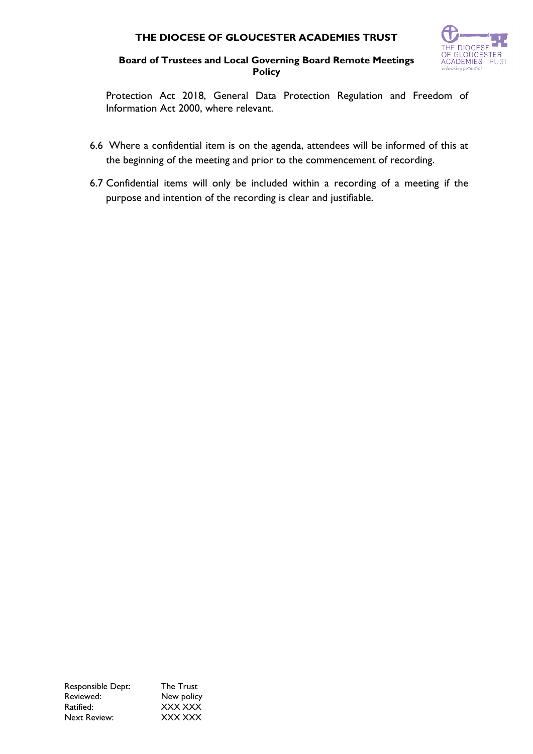Protection Act 2018, General Data Protection Regulation and Freedom of Information Act 2000, where relevant.

6.6 Where a confidential item is on the agenda, attendees will be informed of this at the beginning of the meeting and prior to the commencement of recording.

6.7 Confidential items will only be included within a recording of a meeting if the purpose and intention of the recording is clear and justifiable.

| | |
|---|---|
| Responsible Dept: | The Trust |
| Reviewed: | New policy |
| Ratified: | XXX XXX |
| Next Review: | XXX XXX |